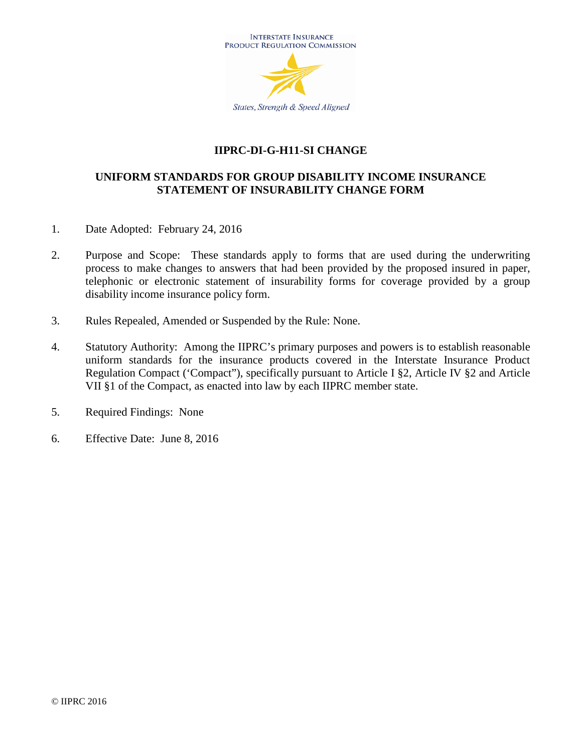INTERSTATE INSURANCE PRODUCT REGULATION COMMISSION

*States, Strength & Speed Aligned*

# IIPRC-DI-G-H11-SI CHANGE

## UNIFORM STANDARDS FOR GROUP DISABILITY INCOME INSURANCE STATEMENT OF INSURABILITY CHANGE FORM

1. Date Adopted: February 24, 2016

2. Purpose and Scope: These standards apply to forms that are used during the underwriting process to make changes to answers that had been provided by the proposed insured in paper, telephonic or electronic statement of insurability forms for coverage provided by a group disability income insurance policy form.

3. Rules Repealed, Amended or Suspended by the Rule: None.

4. Statutory Authority: Among the IIPRC's primary purposes and powers is to establish reasonable uniform standards for the insurance products covered in the Interstate Insurance Product Regulation Compact ('Compact"), specifically pursuant to Article I §2, Article IV §2 and Article VII §1 of the Compact, as enacted into law by each IIPRC member state.

5. Required Findings: None

6. Effective Date: June 8, 2016

© IIPRC 2016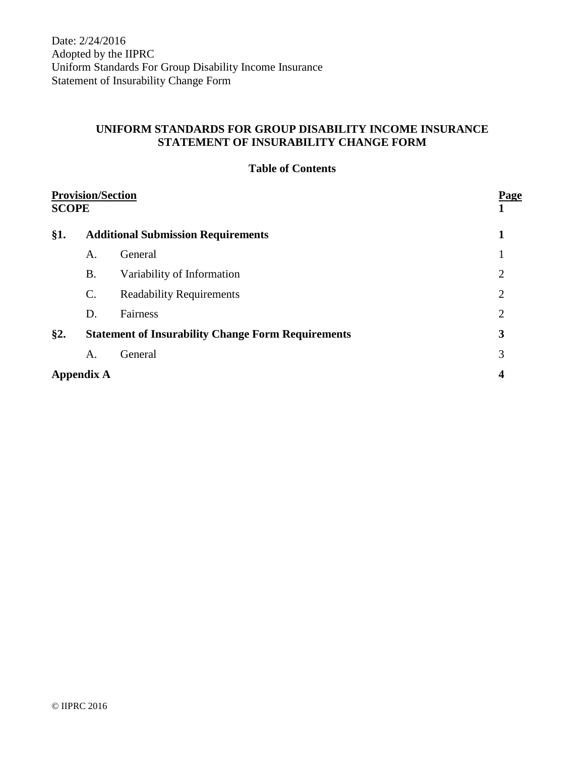Date: 2/24/2016
Adopted by the IIPRC
Uniform Standards For Group Disability Income Insurance
Statement of Insurability Change Form

**UNIFORM STANDARDS FOR GROUP DISABILITY INCOME INSURANCE STATEMENT OF INSURABILITY CHANGE FORM**

**Table of Contents**

| **Provision/Section** | | | **Page** |
|---|---|---|---|
| **SCOPE** | | | **1** |
| **§1.** | **Additional Submission Requirements** | | **1** |
| | A. | General | 1 |
| | B. | Variability of Information | 2 |
| | C. | Readability Requirements | 2 |
| | D. | Fairness | 2 |
| **§2.** | **Statement of Insurability Change Form Requirements** | | **3** |
| | A. | General | 3 |
| **Appendix A** | | | **4** |

© IIPRC 2016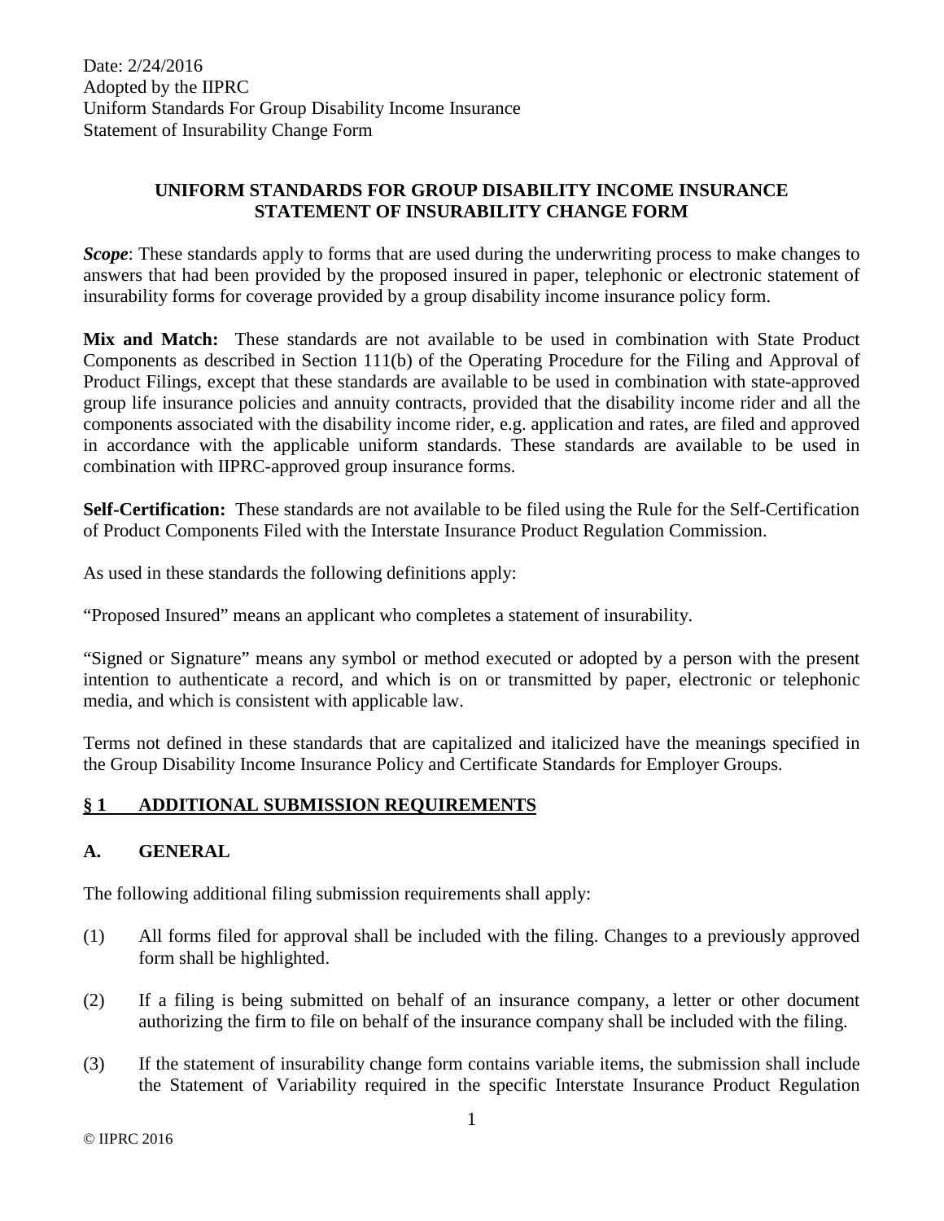Date: 2/24/2016
Adopted by the IIPRC
Uniform Standards For Group Disability Income Insurance
Statement of Insurability Change Form

**UNIFORM STANDARDS FOR GROUP DISABILITY INCOME INSURANCE STATEMENT OF INSURABILITY CHANGE FORM**

***Scope***: These standards apply to forms that are used during the underwriting process to make changes to answers that had been provided by the proposed insured in paper, telephonic or electronic statement of insurability forms for coverage provided by a group disability income insurance policy form.

**Mix and Match:** These standards are not available to be used in combination with State Product Components as described in Section 111(b) of the Operating Procedure for the Filing and Approval of Product Filings, except that these standards are available to be used in combination with state-approved group life insurance policies and annuity contracts, provided that the disability income rider and all the components associated with the disability income rider, e.g. application and rates, are filed and approved in accordance with the applicable uniform standards. These standards are available to be used in combination with IIPRC-approved group insurance forms.

**Self-Certification:** These standards are not available to be filed using the Rule for the Self-Certification of Product Components Filed with the Interstate Insurance Product Regulation Commission.

As used in these standards the following definitions apply:

"Proposed Insured" means an applicant who completes a statement of insurability.

"Signed or Signature" means any symbol or method executed or adopted by a person with the present intention to authenticate a record, and which is on or transmitted by paper, electronic or telephonic media, and which is consistent with applicable law.

Terms not defined in these standards that are capitalized and italicized have the meanings specified in the Group Disability Income Insurance Policy and Certificate Standards for Employer Groups.

## § 1 ADDITIONAL SUBMISSION REQUIREMENTS

### A. GENERAL

The following additional filing submission requirements shall apply:

(1) All forms filed for approval shall be included with the filing. Changes to a previously approved form shall be highlighted.

(2) If a filing is being submitted on behalf of an insurance company, a letter or other document authorizing the firm to file on behalf of the insurance company shall be included with the filing.

(3) If the statement of insurability change form contains variable items, the submission shall include the Statement of Variability required in the specific Interstate Insurance Product Regulation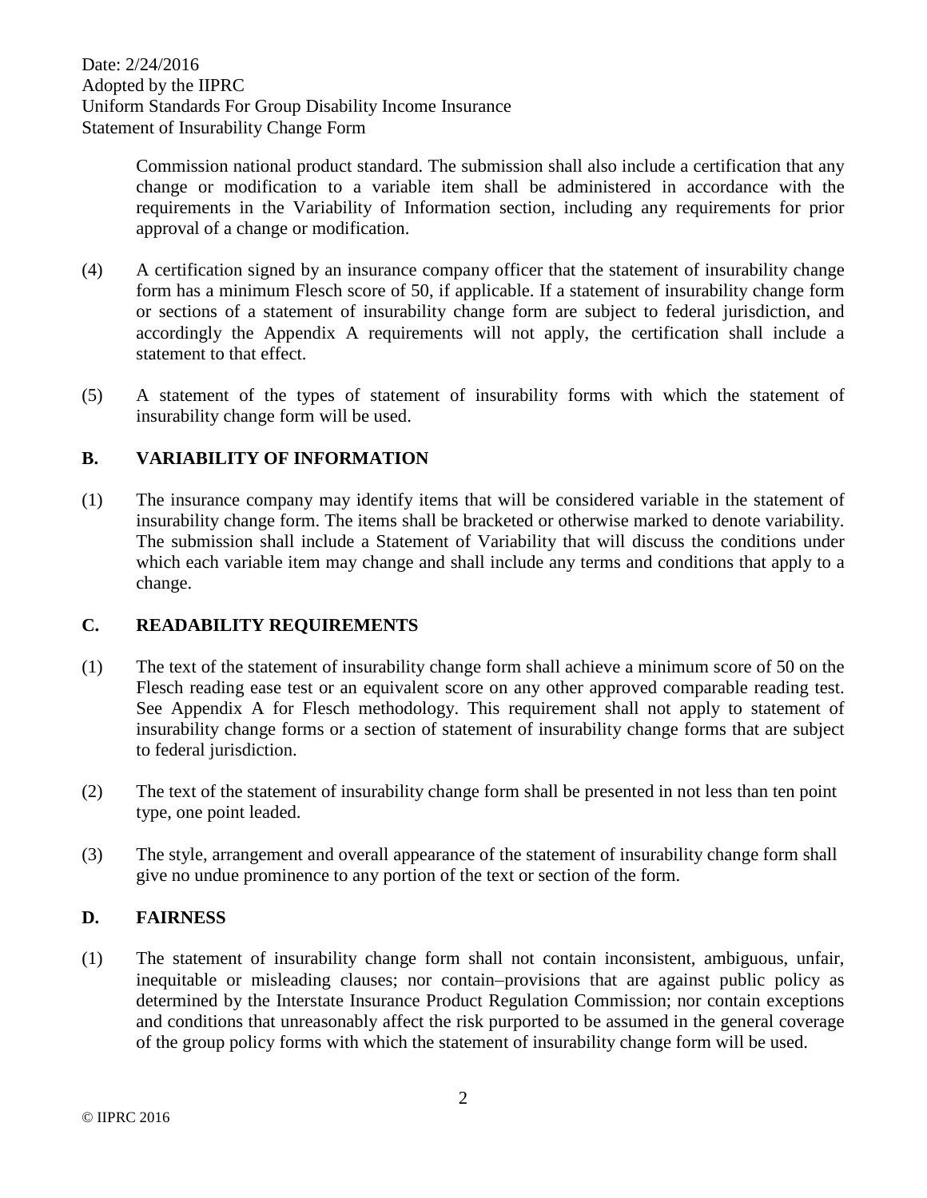Commission national product standard. The submission shall also include a certification that any change or modification to a variable item shall be administered in accordance with the requirements in the Variability of Information section, including any requirements for prior approval of a change or modification.

(4) A certification signed by an insurance company officer that the statement of insurability change form has a minimum Flesch score of 50, if applicable. If a statement of insurability change form or sections of a statement of insurability change form are subject to federal jurisdiction, and accordingly the Appendix A requirements will not apply, the certification shall include a statement to that effect.

(5) A statement of the types of statement of insurability forms with which the statement of insurability change form will be used.

## B. VARIABILITY OF INFORMATION

(1) The insurance company may identify items that will be considered variable in the statement of insurability change form. The items shall be bracketed or otherwise marked to denote variability. The submission shall include a Statement of Variability that will discuss the conditions under which each variable item may change and shall include any terms and conditions that apply to a change.

## C. READABILITY REQUIREMENTS

(1) The text of the statement of insurability change form shall achieve a minimum score of 50 on the Flesch reading ease test or an equivalent score on any other approved comparable reading test. See Appendix A for Flesch methodology. This requirement shall not apply to statement of insurability change forms or a section of statement of insurability change forms that are subject to federal jurisdiction.

(2) The text of the statement of insurability change form shall be presented in not less than ten point type, one point leaded.

(3) The style, arrangement and overall appearance of the statement of insurability change form shall give no undue prominence to any portion of the text or section of the form.

## D. FAIRNESS

(1) The statement of insurability change form shall not contain inconsistent, ambiguous, unfair, inequitable or misleading clauses; nor contain–provisions that are against public policy as determined by the Interstate Insurance Product Regulation Commission; nor contain exceptions and conditions that unreasonably affect the risk purported to be assumed in the general coverage of the group policy forms with which the statement of insurability change form will be used.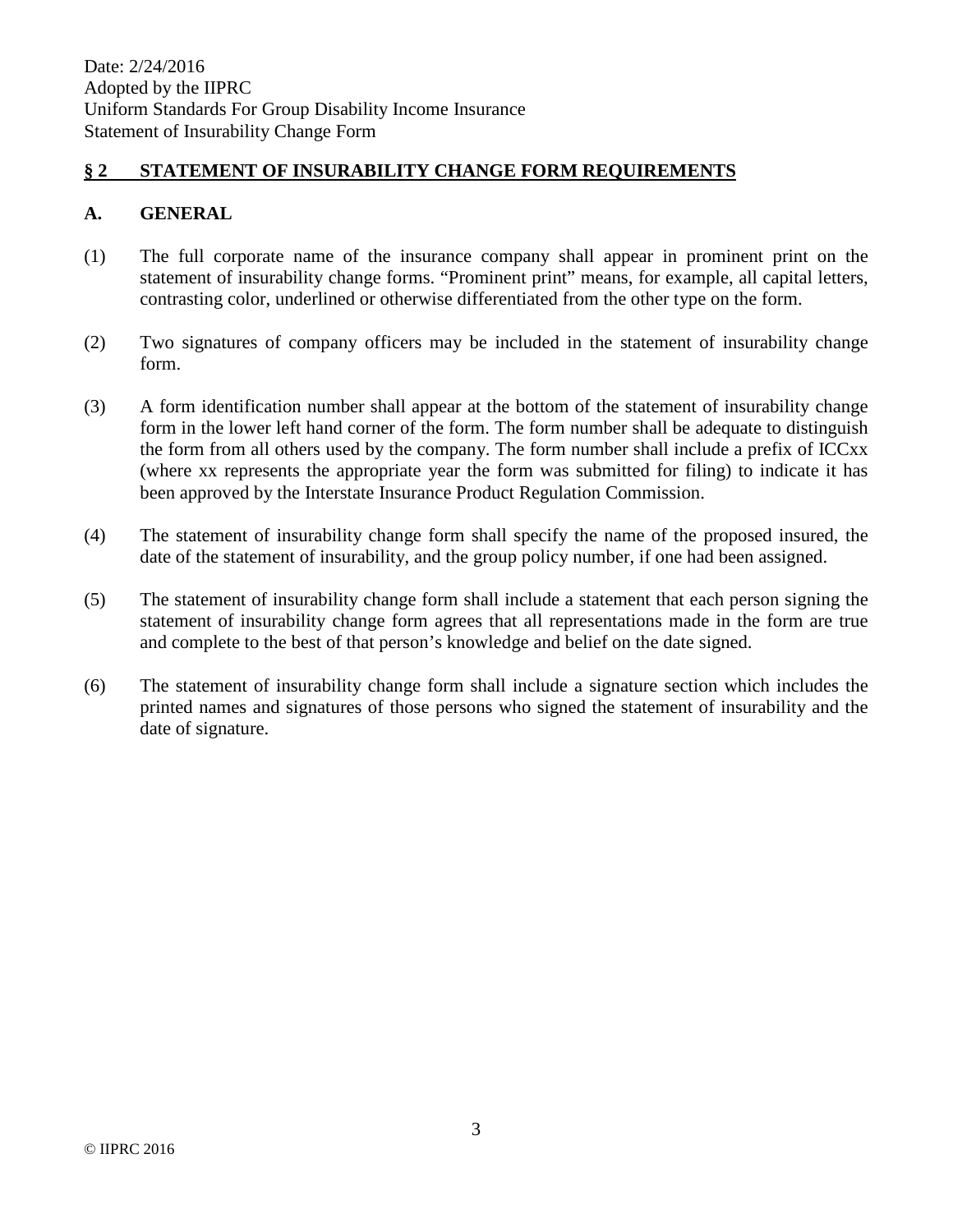## § 2 STATEMENT OF INSURABILITY CHANGE FORM REQUIREMENTS

### A. GENERAL

(1) The full corporate name of the insurance company shall appear in prominent print on the statement of insurability change forms. "Prominent print" means, for example, all capital letters, contrasting color, underlined or otherwise differentiated from the other type on the form.

(2) Two signatures of company officers may be included in the statement of insurability change form.

(3) A form identification number shall appear at the bottom of the statement of insurability change form in the lower left hand corner of the form. The form number shall be adequate to distinguish the form from all others used by the company. The form number shall include a prefix of ICCxx (where xx represents the appropriate year the form was submitted for filing) to indicate it has been approved by the Interstate Insurance Product Regulation Commission.

(4) The statement of insurability change form shall specify the name of the proposed insured, the date of the statement of insurability, and the group policy number, if one had been assigned.

(5) The statement of insurability change form shall include a statement that each person signing the statement of insurability change form agrees that all representations made in the form are true and complete to the best of that person's knowledge and belief on the date signed.

(6) The statement of insurability change form shall include a signature section which includes the printed names and signatures of those persons who signed the statement of insurability and the date of signature.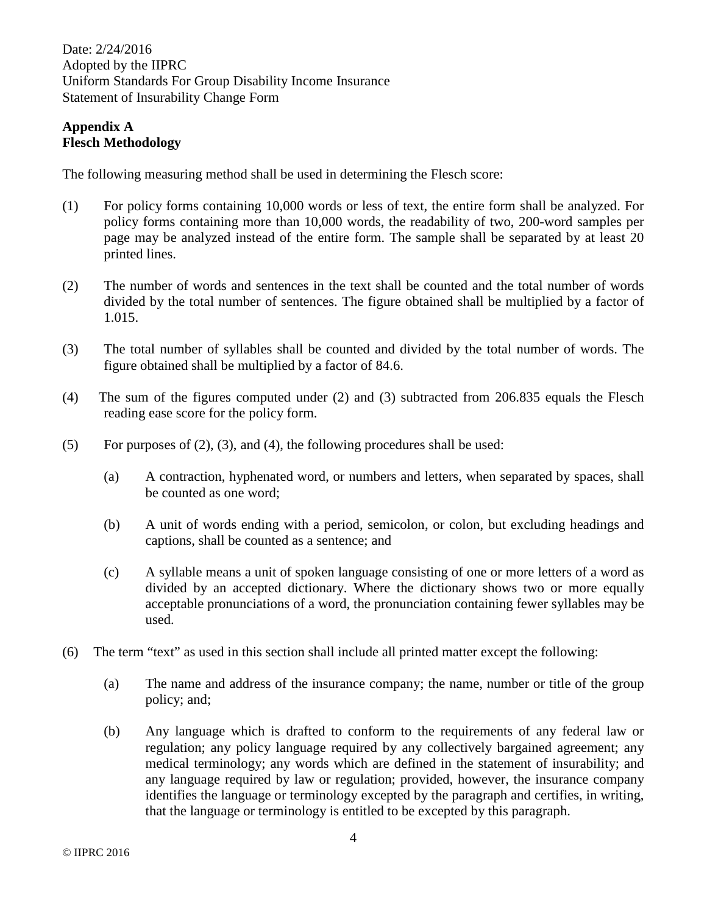Date: 2/24/2016
Adopted by the IIPRC
Uniform Standards For Group Disability Income Insurance
Statement of Insurability Change Form

**Appendix A**
**Flesch Methodology**

The following measuring method shall be used in determining the Flesch score:

(1) For policy forms containing 10,000 words or less of text, the entire form shall be analyzed. For policy forms containing more than 10,000 words, the readability of two, 200-word samples per page may be analyzed instead of the entire form. The sample shall be separated by at least 20 printed lines.

(2) The number of words and sentences in the text shall be counted and the total number of words divided by the total number of sentences. The figure obtained shall be multiplied by a factor of 1.015.

(3) The total number of syllables shall be counted and divided by the total number of words. The figure obtained shall be multiplied by a factor of 84.6.

(4) The sum of the figures computed under (2) and (3) subtracted from 206.835 equals the Flesch reading ease score for the policy form.

(5) For purposes of (2), (3), and (4), the following procedures shall be used:

(a) A contraction, hyphenated word, or numbers and letters, when separated by spaces, shall be counted as one word;

(b) A unit of words ending with a period, semicolon, or colon, but excluding headings and captions, shall be counted as a sentence; and

(c) A syllable means a unit of spoken language consisting of one or more letters of a word as divided by an accepted dictionary. Where the dictionary shows two or more equally acceptable pronunciations of a word, the pronunciation containing fewer syllables may be used.

(6) The term "text" as used in this section shall include all printed matter except the following:

(a) The name and address of the insurance company; the name, number or title of the group policy; and;

(b) Any language which is drafted to conform to the requirements of any federal law or regulation; any policy language required by any collectively bargained agreement; any medical terminology; any words which are defined in the statement of insurability; and any language required by law or regulation; provided, however, the insurance company identifies the language or terminology excepted by the paragraph and certifies, in writing, that the language or terminology is entitled to be excepted by this paragraph.

© IIPRC 2016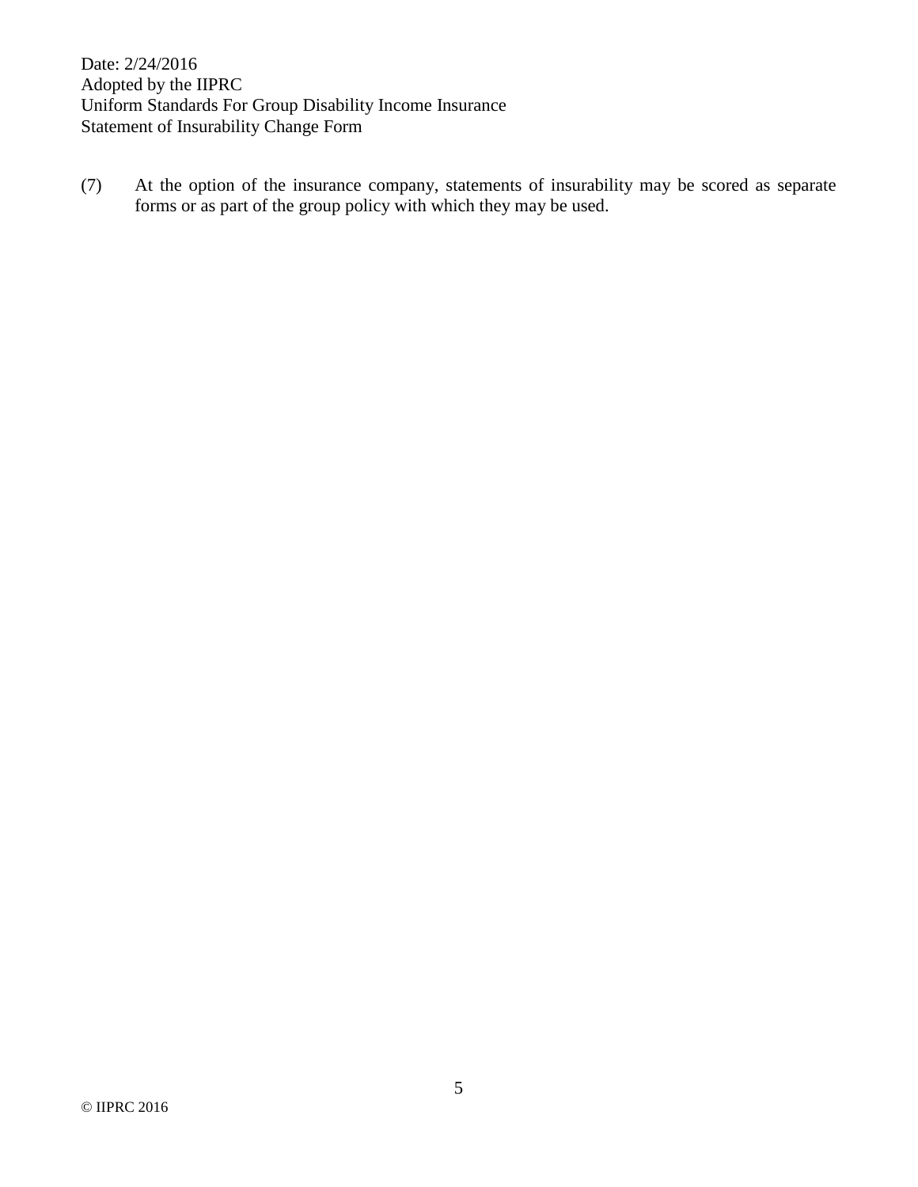(7) At the option of the insurance company, statements of insurability may be scored as separate forms or as part of the group policy with which they may be used.